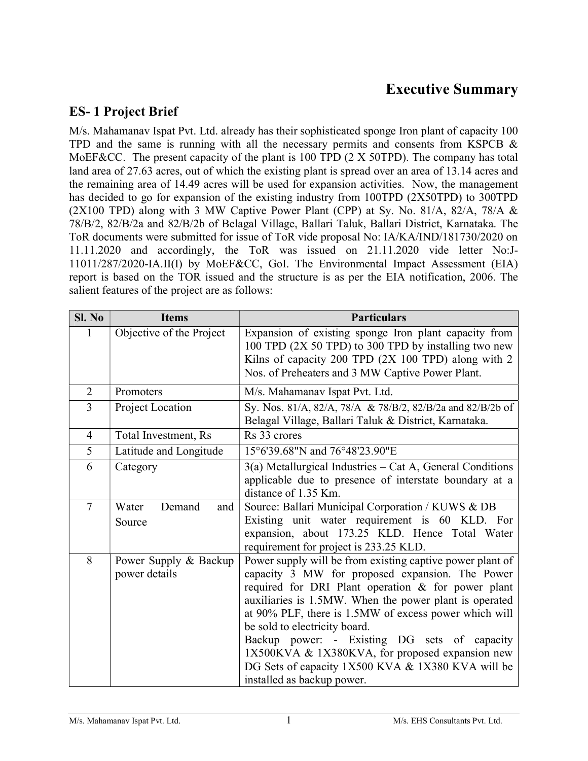# Executive Summary

## ES- 1 Project Brief

M/s. Mahamanav Ispat Pvt. Ltd. already has their sophisticated sponge Iron plant of capacity 100 TPD and the same is running with all the necessary permits and consents from KSPCB & MoEF&CC. The present capacity of the plant is 100 TPD (2 X 50TPD). The company has total land area of 27.63 acres, out of which the existing plant is spread over an area of 13.14 acres and the remaining area of 14.49 acres will be used for expansion activities. Now, the management has decided to go for expansion of the existing industry from 100TPD (2X50TPD) to 300TPD (2X100 TPD) along with 3 MW Captive Power Plant (CPP) at Sy. No. 81/A, 82/A, 78/A & 78/B/2, 82/B/2a and 82/B/2b of Belagal Village, Ballari Taluk, Ballari District, Karnataka. The ToR documents were submitted for issue of ToR vide proposal No: IA/KA/IND/181730/2020 on 11.11.2020 and accordingly, the ToR was issued on 21.11.2020 vide letter No:J-11011/287/2020-IA.II(I) by MoEF&CC, GoI. The Environmental Impact Assessment (EIA) report is based on the TOR issued and the structure is as per the EIA notification, 2006. The salient features of the project are as follows:

| Sl. No | Items | Particulars |
|---|---|---|
| 1 | Objective of the Project | Expansion of existing sponge Iron plant capacity from 100 TPD (2X 50 TPD) to 300 TPD by installing two new Kilns of capacity 200 TPD (2X 100 TPD) along with 2 Nos. of Preheaters and 3 MW Captive Power Plant. |
| 2 | Promoters | M/s. Mahamanav Ispat Pvt. Ltd. |
| 3 | Project Location | Sy. Nos. 81/A, 82/A, 78/A & 78/B/2, 82/B/2a and 82/B/2b of Belagal Village, Ballari Taluk & District, Karnataka. |
| 4 | Total Investment, Rs | Rs 33 crores |
| 5 | Latitude and Longitude | 15°6'39.68"N and 76°48'23.90"E |
| 6 | Category | 3(a) Metallurgical Industries – Cat A, General Conditions applicable due to presence of interstate boundary at a distance of 1.35 Km. |
| 7 | Water Demand and Source | Source: Ballari Municipal Corporation / KUWS & DB<br>Existing unit water requirement is 60 KLD. For expansion, about 173.25 KLD. Hence Total Water requirement for project is 233.25 KLD. |
| 8 | Power Supply & Backup power details | Power supply will be from existing captive power plant of capacity 3 MW for proposed expansion. The Power required for DRI Plant operation & for power plant auxiliaries is 1.5MW. When the power plant is operated at 90% PLF, there is 1.5MW of excess power which will be sold to electricity board.<br>Backup power: - Existing DG sets of capacity 1X500KVA & 1X380KVA, for proposed expansion new DG Sets of capacity 1X500 KVA & 1X380 KVA will be installed as backup power. |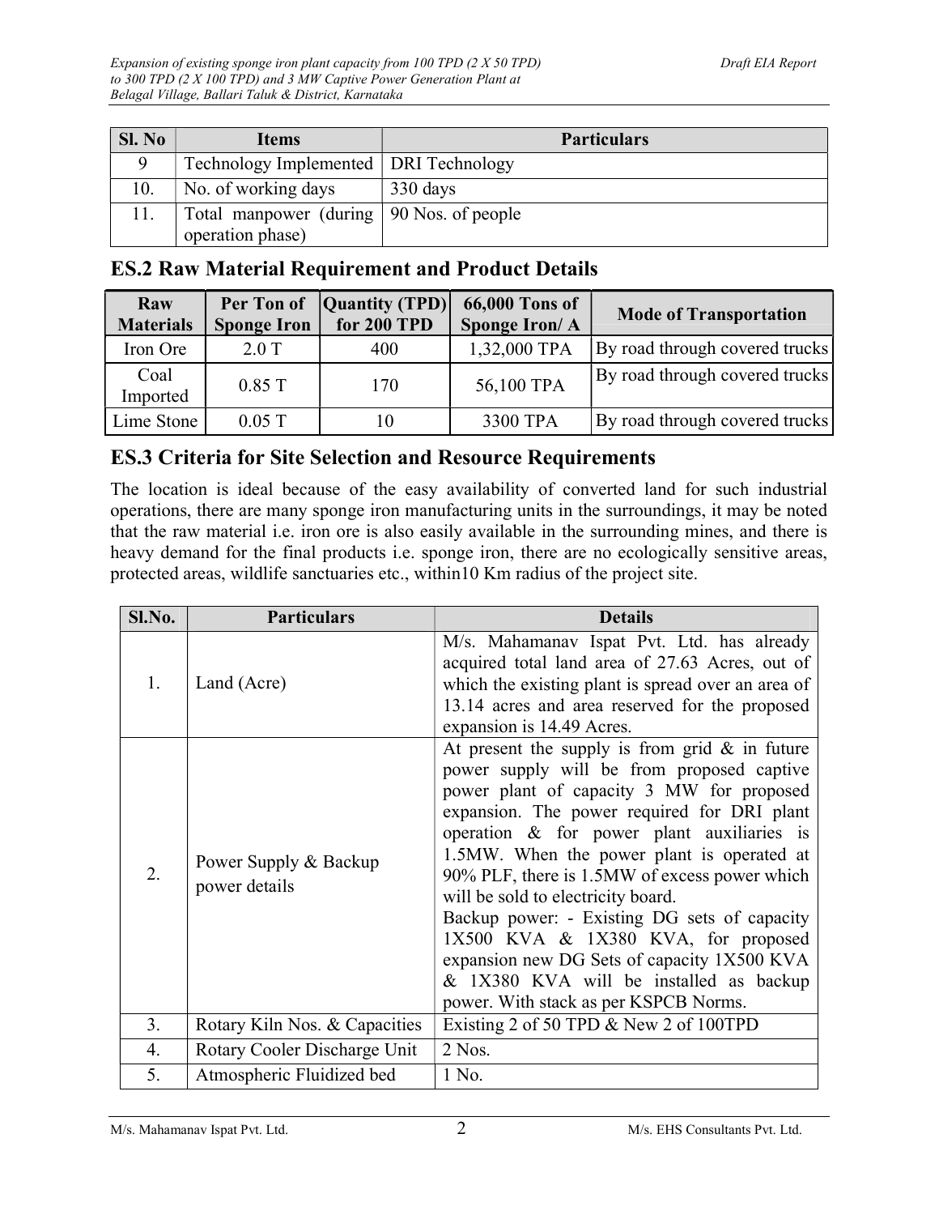| Sl. No | Items | Particulars |
|---|---|---|
| 9 | Technology Implemented | DRI Technology |
| 10. | No. of working days | 330 days |
| 11. | Total manpower (during operation phase) | 90 Nos. of people |

## ES.2 Raw Material Requirement and Product Details

| Raw Materials | Per Ton of Sponge Iron | Quantity (TPD) for 200 TPD | 66,000 Tons of Sponge Iron/ A | Mode of Transportation |
|---|---|---|---|---|
| Iron Ore | 2.0 T | 400 | 1,32,000 TPA | By road through covered trucks |
| Coal Imported | 0.85 T | 170 | 56,100 TPA | By road through covered trucks |
| Lime Stone | 0.05 T | 10 | 3300 TPA | By road through covered trucks |

## ES.3 Criteria for Site Selection and Resource Requirements

The location is ideal because of the easy availability of converted land for such industrial operations, there are many sponge iron manufacturing units in the surroundings, it may be noted that the raw material i.e. iron ore is also easily available in the surrounding mines, and there is heavy demand for the final products i.e. sponge iron, there are no ecologically sensitive areas, protected areas, wildlife sanctuaries etc., within10 Km radius of the project site.

| Sl.No. | Particulars | Details |
|---|---|---|
| 1. | Land (Acre) | M/s. Mahamanav Ispat Pvt. Ltd. has already acquired total land area of 27.63 Acres, out of which the existing plant is spread over an area of 13.14 acres and area reserved for the proposed expansion is 14.49 Acres. |
| 2. | Power Supply & Backup power details | At present the supply is from grid & in future power supply will be from proposed captive power plant of capacity 3 MW for proposed expansion. The power required for DRI plant operation & for power plant auxiliaries is 1.5MW. When the power plant is operated at 90% PLF, there is 1.5MW of excess power which will be sold to electricity board. Backup power: - Existing DG sets of capacity 1X500 KVA & 1X380 KVA, for proposed expansion new DG Sets of capacity 1X500 KVA & 1X380 KVA will be installed as backup power. With stack as per KSPCB Norms. |
| 3. | Rotary Kiln Nos. & Capacities | Existing 2 of 50 TPD & New 2 of 100TPD |
| 4. | Rotary Cooler Discharge Unit | 2 Nos. |
| 5. | Atmospheric Fluidized bed | 1 No. |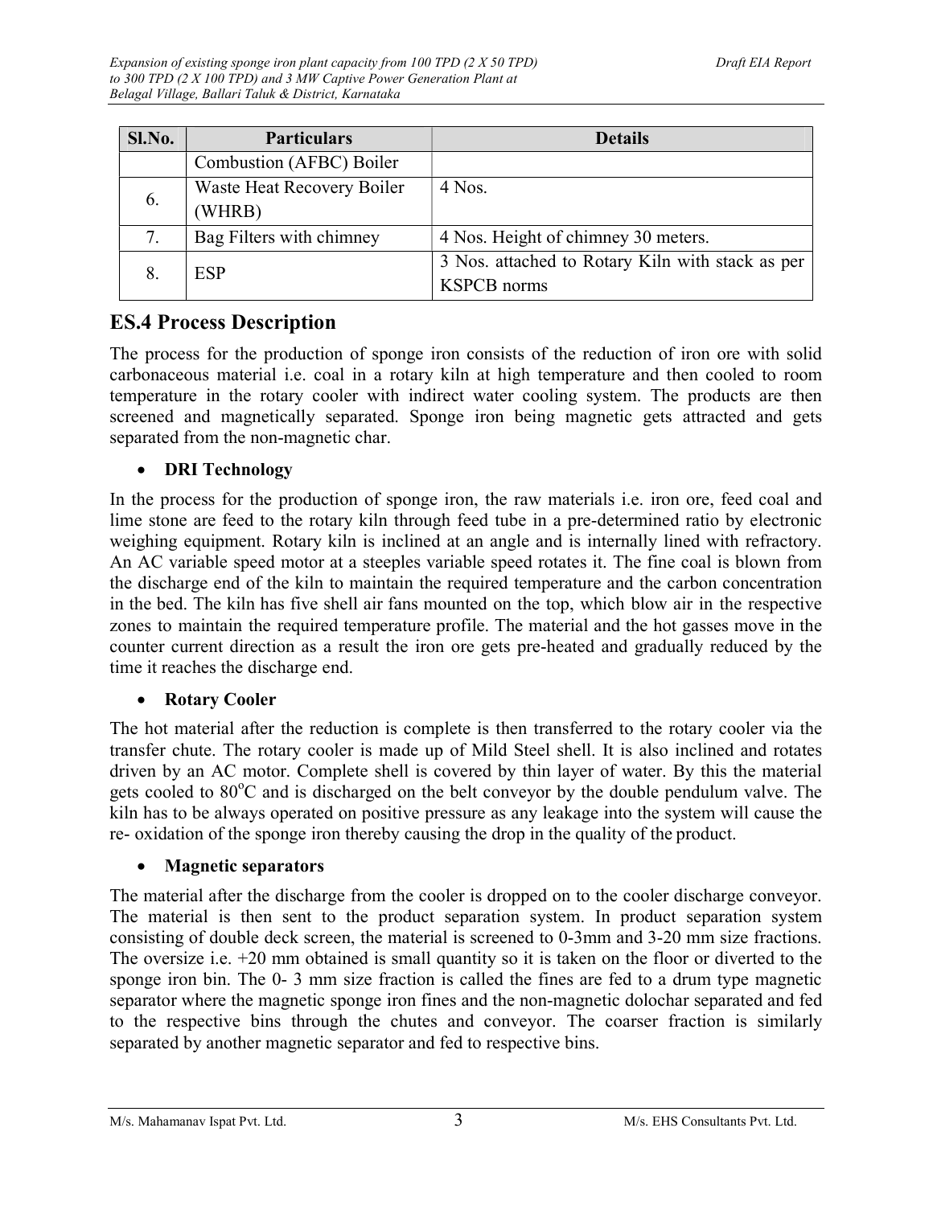| Sl.No. | Particulars | Details |
|---|---|---|
| | Combustion (AFBC) Boiler | |
| 6. | Waste Heat Recovery Boiler (WHRB) | 4 Nos. |
| 7. | Bag Filters with chimney | 4 Nos. Height of chimney 30 meters. |
| 8. | ESP | 3 Nos. attached to Rotary Kiln with stack as per KSPCB norms |

## ES.4 Process Description

The process for the production of sponge iron consists of the reduction of iron ore with solid carbonaceous material i.e. coal in a rotary kiln at high temperature and then cooled to room temperature in the rotary cooler with indirect water cooling system. The products are then screened and magnetically separated. Sponge iron being magnetic gets attracted and gets separated from the non-magnetic char.

- **DRI Technology**

In the process for the production of sponge iron, the raw materials i.e. iron ore, feed coal and lime stone are feed to the rotary kiln through feed tube in a pre-determined ratio by electronic weighing equipment. Rotary kiln is inclined at an angle and is internally lined with refractory. An AC variable speed motor at a steeples variable speed rotates it. The fine coal is blown from the discharge end of the kiln to maintain the required temperature and the carbon concentration in the bed. The kiln has five shell air fans mounted on the top, which blow air in the respective zones to maintain the required temperature profile. The material and the hot gasses move in the counter current direction as a result the iron ore gets pre-heated and gradually reduced by the time it reaches the discharge end.

- **Rotary Cooler**

The hot material after the reduction is complete is then transferred to the rotary cooler via the transfer chute. The rotary cooler is made up of Mild Steel shell. It is also inclined and rotates driven by an AC motor. Complete shell is covered by thin layer of water. By this the material gets cooled to 80$^{o}$C and is discharged on the belt conveyor by the double pendulum valve. The kiln has to be always operated on positive pressure as any leakage into the system will cause the re- oxidation of the sponge iron thereby causing the drop in the quality of the product.

- **Magnetic separators**

The material after the discharge from the cooler is dropped on to the cooler discharge conveyor. The material is then sent to the product separation system. In product separation system consisting of double deck screen, the material is screened to 0-3mm and 3-20 mm size fractions. The oversize i.e. +20 mm obtained is small quantity so it is taken on the floor or diverted to the sponge iron bin. The 0- 3 mm size fraction is called the fines are fed to a drum type magnetic separator where the magnetic sponge iron fines and the non-magnetic dolochar separated and fed to the respective bins through the chutes and conveyor. The coarser fraction is similarly separated by another magnetic separator and fed to respective bins.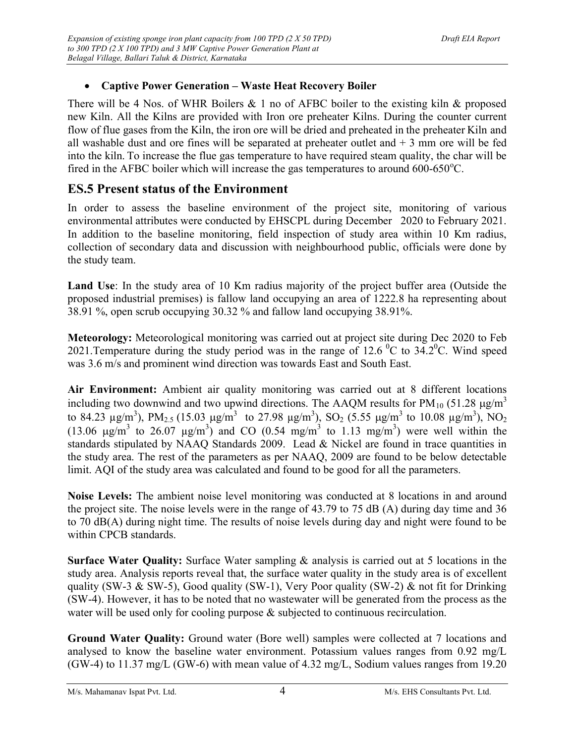- **Captive Power Generation – Waste Heat Recovery Boiler**

There will be 4 Nos. of WHR Boilers & 1 no of AFBC boiler to the existing kiln & proposed new Kiln. All the Kilns are provided with Iron ore preheater Kilns. During the counter current flow of flue gases from the Kiln, the iron ore will be dried and preheated in the preheater Kiln and all washable dust and ore fines will be separated at preheater outlet and + 3 mm ore will be fed into the kiln. To increase the flue gas temperature to have required steam quality, the char will be fired in the AFBC boiler which will increase the gas temperatures to around 600-650°C.

## ES.5 Present status of the Environment

In order to assess the baseline environment of the project site, monitoring of various environmental attributes were conducted by EHSCPL during December 2020 to February 2021. In addition to the baseline monitoring, field inspection of study area within 10 Km radius, collection of secondary data and discussion with neighbourhood public, officials were done by the study team.

**Land Use**: In the study area of 10 Km radius majority of the project buffer area (Outside the proposed industrial premises) is fallow land occupying an area of 1222.8 ha representing about 38.91 %, open scrub occupying 30.32 % and fallow land occupying 38.91%.

**Meteorology:** Meteorological monitoring was carried out at project site during Dec 2020 to Feb 2021.Temperature during the study period was in the range of 12.6 $^0$C to 34.2$^0$C. Wind speed was 3.6 m/s and prominent wind direction was towards East and South East.

**Air Environment:** Ambient air quality monitoring was carried out at 8 different locations including two downwind and two upwind directions. The AAQM results for $PM_{10}$ (51.28 μg/m$^3$ to 84.23 μg/m$^3$), $PM_{2.5}$ (15.03 μg/m$^3$ to 27.98 μg/m$^3$), $SO_2$ (5.55 μg/m$^3$ to 10.08 μg/m$^3$), $NO_2$ (13.06 μg/m$^3$ to 26.07 μg/m$^3$) and CO (0.54 mg/m$^3$ to 1.13 mg/m$^3$) were well within the standards stipulated by NAAQ Standards 2009. Lead & Nickel are found in trace quantities in the study area. The rest of the parameters as per NAAQ, 2009 are found to be below detectable limit. AQI of the study area was calculated and found to be good for all the parameters.

**Noise Levels:** The ambient noise level monitoring was conducted at 8 locations in and around the project site. The noise levels were in the range of 43.79 to 75 dB (A) during day time and 36 to 70 dB(A) during night time. The results of noise levels during day and night were found to be within CPCB standards.

**Surface Water Quality:** Surface Water sampling & analysis is carried out at 5 locations in the study area. Analysis reports reveal that, the surface water quality in the study area is of excellent quality (SW-3 & SW-5), Good quality (SW-1), Very Poor quality (SW-2) & not fit for Drinking (SW-4). However, it has to be noted that no wastewater will be generated from the process as the water will be used only for cooling purpose & subjected to continuous recirculation.

**Ground Water Quality:** Ground water (Bore well) samples were collected at 7 locations and analysed to know the baseline water environment. Potassium values ranges from 0.92 mg/L (GW-4) to 11.37 mg/L (GW-6) with mean value of 4.32 mg/L, Sodium values ranges from 19.20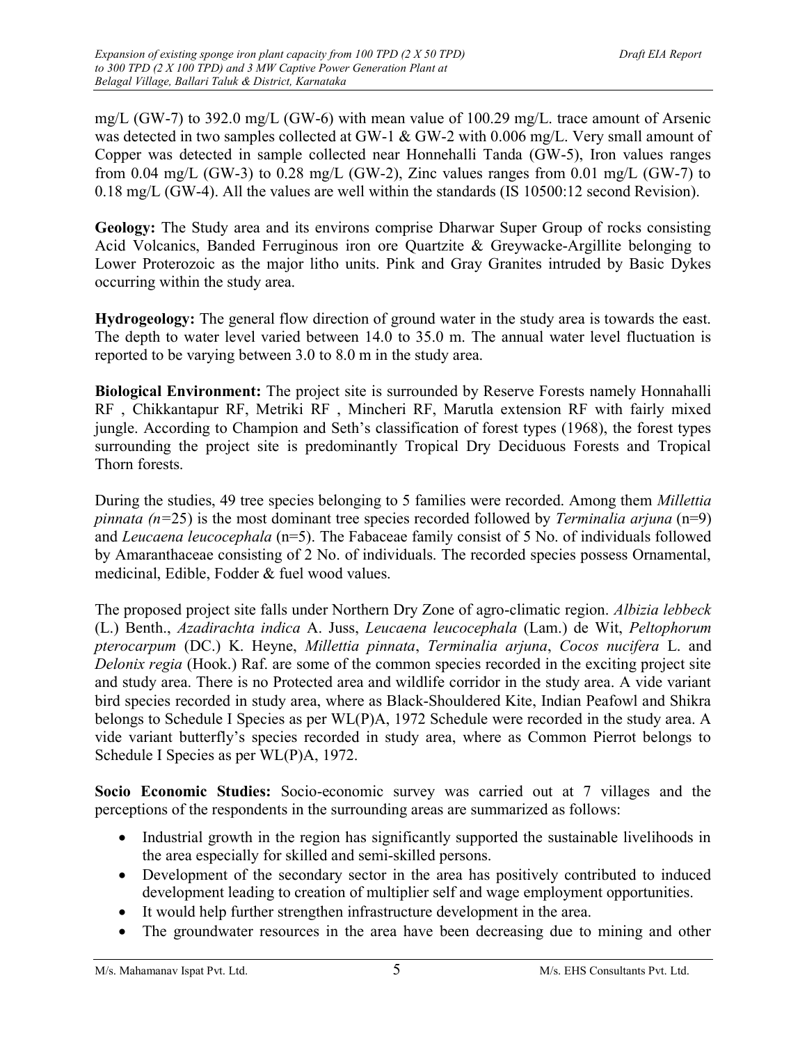mg/L (GW-7) to 392.0 mg/L (GW-6) with mean value of 100.29 mg/L. trace amount of Arsenic was detected in two samples collected at GW-1 & GW-2 with 0.006 mg/L. Very small amount of Copper was detected in sample collected near Honnehalli Tanda (GW-5), Iron values ranges from 0.04 mg/L (GW-3) to 0.28 mg/L (GW-2), Zinc values ranges from 0.01 mg/L (GW-7) to 0.18 mg/L (GW-4). All the values are well within the standards (IS 10500:12 second Revision).

**Geology:** The Study area and its environs comprise Dharwar Super Group of rocks consisting Acid Volcanics, Banded Ferruginous iron ore Quartzite & Greywacke-Argillite belonging to Lower Proterozoic as the major litho units. Pink and Gray Granites intruded by Basic Dykes occurring within the study area.

**Hydrogeology:** The general flow direction of ground water in the study area is towards the east. The depth to water level varied between 14.0 to 35.0 m. The annual water level fluctuation is reported to be varying between 3.0 to 8.0 m in the study area.

**Biological Environment:** The project site is surrounded by Reserve Forests namely Honnahalli RF , Chikkantapur RF, Metriki RF , Mincheri RF, Marutla extension RF with fairly mixed jungle. According to Champion and Seth's classification of forest types (1968), the forest types surrounding the project site is predominantly Tropical Dry Deciduous Forests and Tropical Thorn forests.

During the studies, 49 tree species belonging to 5 families were recorded. Among them *Millettia pinnata (n=*25) is the most dominant tree species recorded followed by *Terminalia arjuna* (n=9) and *Leucaena leucocephala* (n=5). The Fabaceae family consist of 5 No. of individuals followed by Amaranthaceae consisting of 2 No. of individuals. The recorded species possess Ornamental, medicinal, Edible, Fodder & fuel wood values.

The proposed project site falls under Northern Dry Zone of agro-climatic region. *Albizia lebbeck* (L.) Benth., *Azadirachta indica* A. Juss, *Leucaena leucocephala* (Lam.) de Wit, *Peltophorum pterocarpum* (DC.) K. Heyne, *Millettia pinnata*, *Terminalia arjuna*, *Cocos nucifera* L. and *Delonix regia* (Hook.) Raf. are some of the common species recorded in the exciting project site and study area. There is no Protected area and wildlife corridor in the study area. A vide variant bird species recorded in study area, where as Black-Shouldered Kite, Indian Peafowl and Shikra belongs to Schedule I Species as per WL(P)A, 1972 Schedule were recorded in the study area. A vide variant butterfly's species recorded in study area, where as Common Pierrot belongs to Schedule I Species as per WL(P)A, 1972.

**Socio Economic Studies:** Socio-economic survey was carried out at 7 villages and the perceptions of the respondents in the surrounding areas are summarized as follows:

- Industrial growth in the region has significantly supported the sustainable livelihoods in the area especially for skilled and semi-skilled persons.
- Development of the secondary sector in the area has positively contributed to induced development leading to creation of multiplier self and wage employment opportunities.
- It would help further strengthen infrastructure development in the area.
- The groundwater resources in the area have been decreasing due to mining and other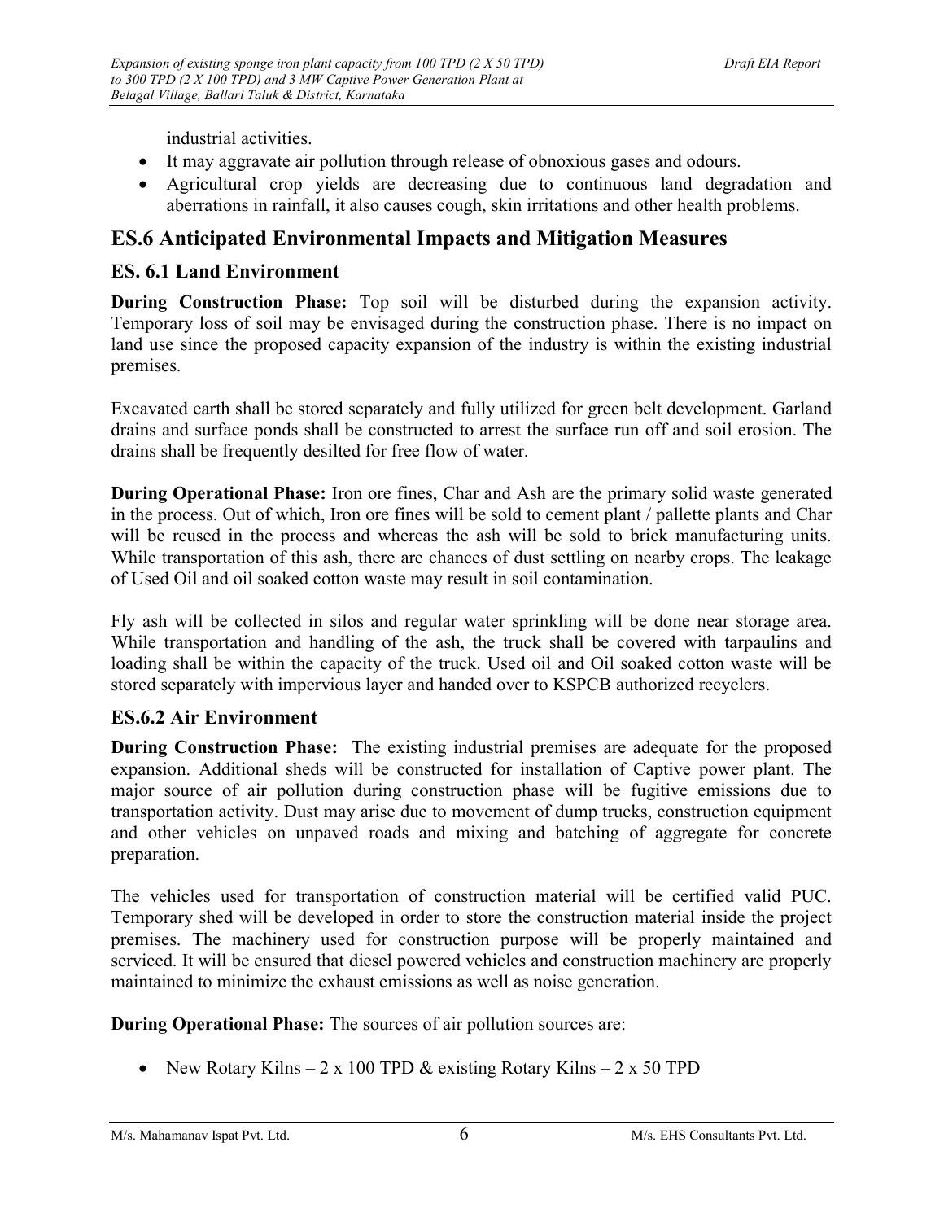industrial activities.

- It may aggravate air pollution through release of obnoxious gases and odours.
- Agricultural crop yields are decreasing due to continuous land degradation and aberrations in rainfall, it also causes cough, skin irritations and other health problems.

## ES.6 Anticipated Environmental Impacts and Mitigation Measures

### ES. 6.1 Land Environment

**During Construction Phase:** Top soil will be disturbed during the expansion activity. Temporary loss of soil may be envisaged during the construction phase. There is no impact on land use since the proposed capacity expansion of the industry is within the existing industrial premises.

Excavated earth shall be stored separately and fully utilized for green belt development. Garland drains and surface ponds shall be constructed to arrest the surface run off and soil erosion. The drains shall be frequently desilted for free flow of water.

**During Operational Phase:** Iron ore fines, Char and Ash are the primary solid waste generated in the process. Out of which, Iron ore fines will be sold to cement plant / pallette plants and Char will be reused in the process and whereas the ash will be sold to brick manufacturing units. While transportation of this ash, there are chances of dust settling on nearby crops. The leakage of Used Oil and oil soaked cotton waste may result in soil contamination.

Fly ash will be collected in silos and regular water sprinkling will be done near storage area. While transportation and handling of the ash, the truck shall be covered with tarpaulins and loading shall be within the capacity of the truck. Used oil and Oil soaked cotton waste will be stored separately with impervious layer and handed over to KSPCB authorized recyclers.

### ES.6.2 Air Environment

**During Construction Phase:** The existing industrial premises are adequate for the proposed expansion. Additional sheds will be constructed for installation of Captive power plant. The major source of air pollution during construction phase will be fugitive emissions due to transportation activity. Dust may arise due to movement of dump trucks, construction equipment and other vehicles on unpaved roads and mixing and batching of aggregate for concrete preparation.

The vehicles used for transportation of construction material will be certified valid PUC. Temporary shed will be developed in order to store the construction material inside the project premises. The machinery used for construction purpose will be properly maintained and serviced. It will be ensured that diesel powered vehicles and construction machinery are properly maintained to minimize the exhaust emissions as well as noise generation.

**During Operational Phase:** The sources of air pollution sources are:

- New Rotary Kilns – 2 x 100 TPD & existing Rotary Kilns – 2 x 50 TPD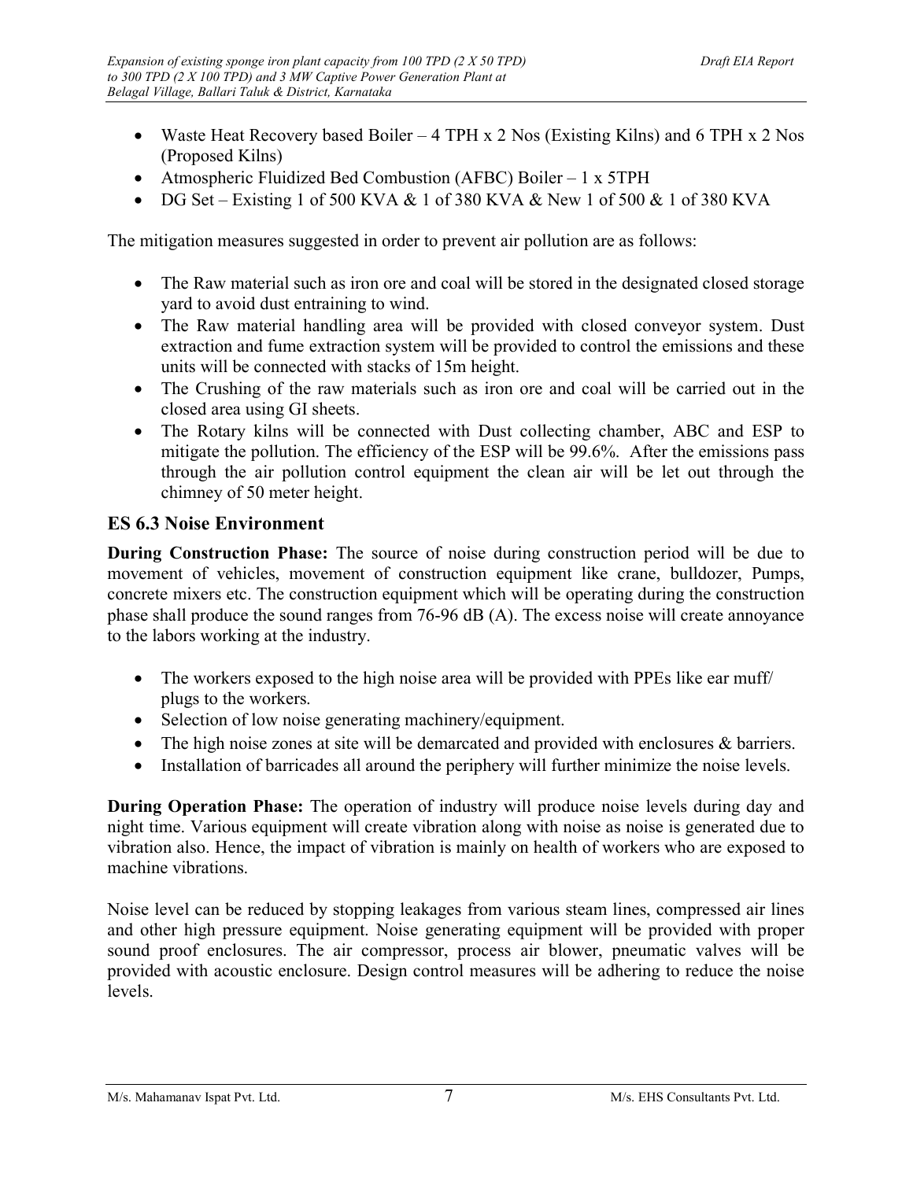- Waste Heat Recovery based Boiler – 4 TPH x 2 Nos (Existing Kilns) and 6 TPH x 2 Nos (Proposed Kilns)
- Atmospheric Fluidized Bed Combustion (AFBC) Boiler – 1 x 5TPH
- DG Set – Existing 1 of 500 KVA & 1 of 380 KVA & New 1 of 500 & 1 of 380 KVA

The mitigation measures suggested in order to prevent air pollution are as follows:

- The Raw material such as iron ore and coal will be stored in the designated closed storage yard to avoid dust entraining to wind.
- The Raw material handling area will be provided with closed conveyor system. Dust extraction and fume extraction system will be provided to control the emissions and these units will be connected with stacks of 15m height.
- The Crushing of the raw materials such as iron ore and coal will be carried out in the closed area using GI sheets.
- The Rotary kilns will be connected with Dust collecting chamber, ABC and ESP to mitigate the pollution. The efficiency of the ESP will be 99.6%. After the emissions pass through the air pollution control equipment the clean air will be let out through the chimney of 50 meter height.

## ES 6.3 Noise Environment

**During Construction Phase:** The source of noise during construction period will be due to movement of vehicles, movement of construction equipment like crane, bulldozer, Pumps, concrete mixers etc. The construction equipment which will be operating during the construction phase shall produce the sound ranges from 76-96 dB (A). The excess noise will create annoyance to the labors working at the industry.

- The workers exposed to the high noise area will be provided with PPEs like ear muff/ plugs to the workers.
- Selection of low noise generating machinery/equipment.
- The high noise zones at site will be demarcated and provided with enclosures & barriers.
- Installation of barricades all around the periphery will further minimize the noise levels.

**During Operation Phase:** The operation of industry will produce noise levels during day and night time. Various equipment will create vibration along with noise as noise is generated due to vibration also. Hence, the impact of vibration is mainly on health of workers who are exposed to machine vibrations.

Noise level can be reduced by stopping leakages from various steam lines, compressed air lines and other high pressure equipment. Noise generating equipment will be provided with proper sound proof enclosures. The air compressor, process air blower, pneumatic valves will be provided with acoustic enclosure. Design control measures will be adhering to reduce the noise levels.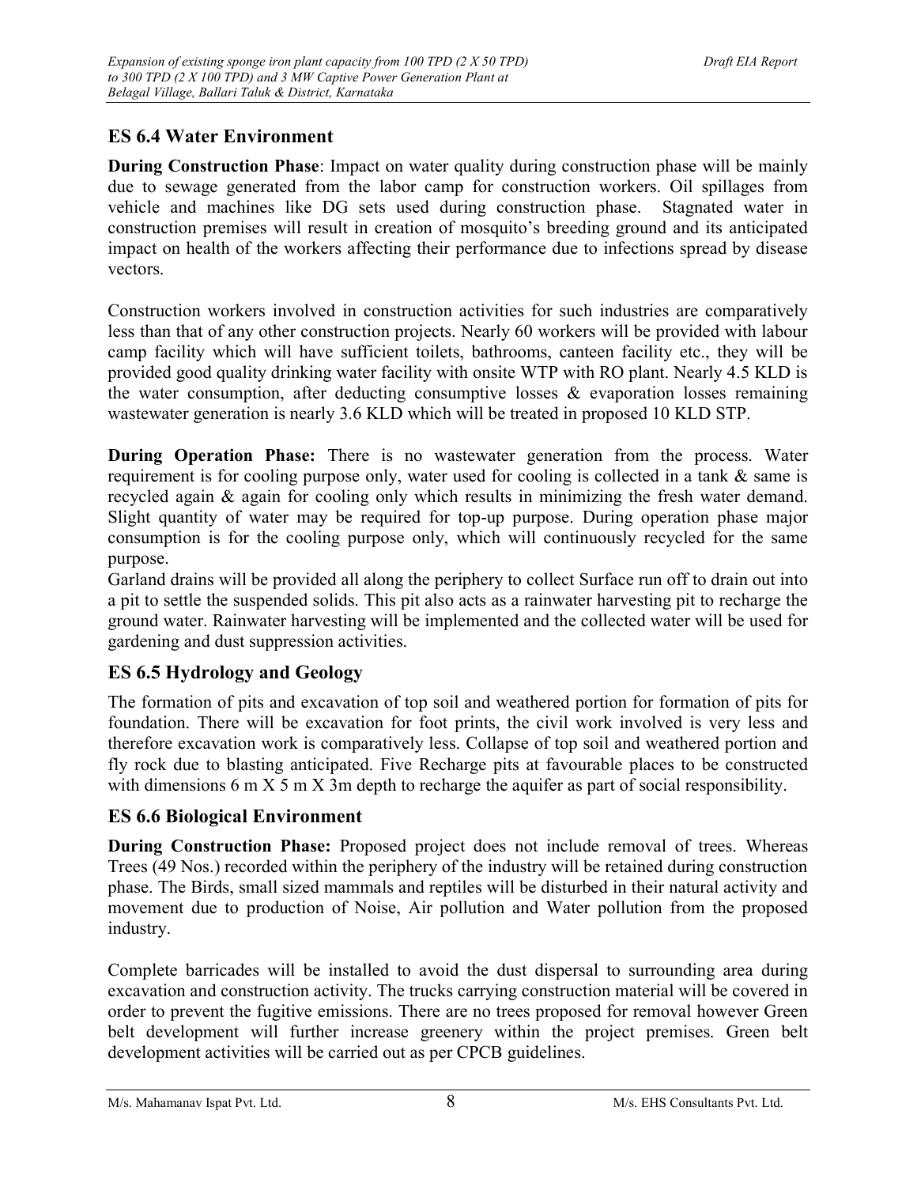## ES 6.4 Water Environment

**During Construction Phase**: Impact on water quality during construction phase will be mainly due to sewage generated from the labor camp for construction workers. Oil spillages from vehicle and machines like DG sets used during construction phase. Stagnated water in construction premises will result in creation of mosquito's breeding ground and its anticipated impact on health of the workers affecting their performance due to infections spread by disease vectors.

Construction workers involved in construction activities for such industries are comparatively less than that of any other construction projects. Nearly 60 workers will be provided with labour camp facility which will have sufficient toilets, bathrooms, canteen facility etc., they will be provided good quality drinking water facility with onsite WTP with RO plant. Nearly 4.5 KLD is the water consumption, after deducting consumptive losses & evaporation losses remaining wastewater generation is nearly 3.6 KLD which will be treated in proposed 10 KLD STP.

**During Operation Phase:** There is no wastewater generation from the process. Water requirement is for cooling purpose only, water used for cooling is collected in a tank & same is recycled again & again for cooling only which results in minimizing the fresh water demand. Slight quantity of water may be required for top-up purpose. During operation phase major consumption is for the cooling purpose only, which will continuously recycled for the same purpose.

Garland drains will be provided all along the periphery to collect Surface run off to drain out into a pit to settle the suspended solids. This pit also acts as a rainwater harvesting pit to recharge the ground water. Rainwater harvesting will be implemented and the collected water will be used for gardening and dust suppression activities.

## ES 6.5 Hydrology and Geology

The formation of pits and excavation of top soil and weathered portion for formation of pits for foundation. There will be excavation for foot prints, the civil work involved is very less and therefore excavation work is comparatively less. Collapse of top soil and weathered portion and fly rock due to blasting anticipated. Five Recharge pits at favourable places to be constructed with dimensions 6 m X 5 m X 3m depth to recharge the aquifer as part of social responsibility.

## ES 6.6 Biological Environment

**During Construction Phase:** Proposed project does not include removal of trees. Whereas Trees (49 Nos.) recorded within the periphery of the industry will be retained during construction phase. The Birds, small sized mammals and reptiles will be disturbed in their natural activity and movement due to production of Noise, Air pollution and Water pollution from the proposed industry.

Complete barricades will be installed to avoid the dust dispersal to surrounding area during excavation and construction activity. The trucks carrying construction material will be covered in order to prevent the fugitive emissions. There are no trees proposed for removal however Green belt development will further increase greenery within the project premises. Green belt development activities will be carried out as per CPCB guidelines.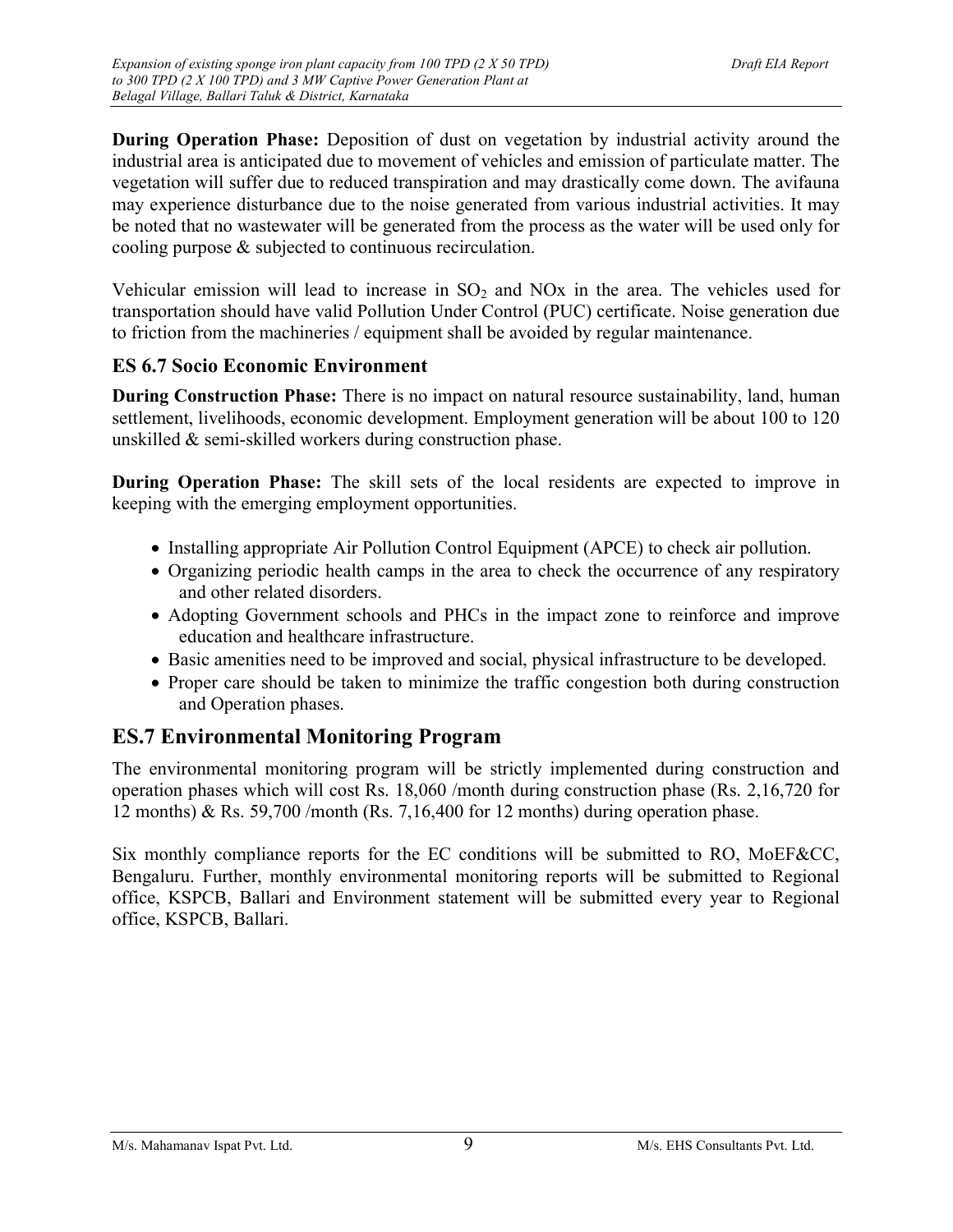**During Operation Phase:** Deposition of dust on vegetation by industrial activity around the industrial area is anticipated due to movement of vehicles and emission of particulate matter. The vegetation will suffer due to reduced transpiration and may drastically come down. The avifauna may experience disturbance due to the noise generated from various industrial activities. It may be noted that no wastewater will be generated from the process as the water will be used only for cooling purpose & subjected to continuous recirculation.

Vehicular emission will lead to increase in $SO_2$ and NOx in the area. The vehicles used for transportation should have valid Pollution Under Control (PUC) certificate. Noise generation due to friction from the machineries / equipment shall be avoided by regular maintenance.

### ES 6.7 Socio Economic Environment

**During Construction Phase:** There is no impact on natural resource sustainability, land, human settlement, livelihoods, economic development. Employment generation will be about 100 to 120 unskilled & semi-skilled workers during construction phase.

**During Operation Phase:** The skill sets of the local residents are expected to improve in keeping with the emerging employment opportunities.

- Installing appropriate Air Pollution Control Equipment (APCE) to check air pollution.
- Organizing periodic health camps in the area to check the occurrence of any respiratory and other related disorders.
- Adopting Government schools and PHCs in the impact zone to reinforce and improve education and healthcare infrastructure.
- Basic amenities need to be improved and social, physical infrastructure to be developed.
- Proper care should be taken to minimize the traffic congestion both during construction and Operation phases.

## ES.7 Environmental Monitoring Program

The environmental monitoring program will be strictly implemented during construction and operation phases which will cost Rs. 18,060 /month during construction phase (Rs. 2,16,720 for 12 months) & Rs. 59,700 /month (Rs. 7,16,400 for 12 months) during operation phase.

Six monthly compliance reports for the EC conditions will be submitted to RO, MoEF&CC, Bengaluru. Further, monthly environmental monitoring reports will be submitted to Regional office, KSPCB, Ballari and Environment statement will be submitted every year to Regional office, KSPCB, Ballari.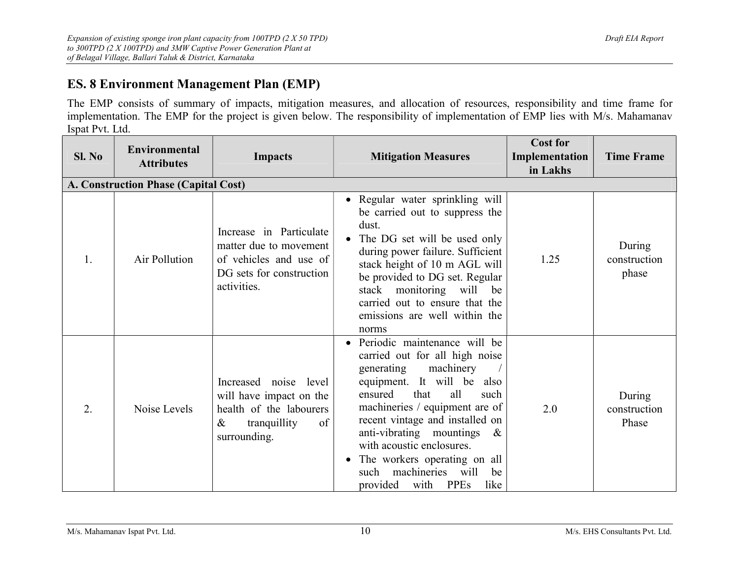## ES. 8 Environment Management Plan (EMP)

The EMP consists of summary of impacts, mitigation measures, and allocation of resources, responsibility and time frame for implementation. The EMP for the project is given below. The responsibility of implementation of EMP lies with M/s. Mahamanav Ispat Pvt. Ltd.

| Sl. No | Environmental Attributes | Impacts | Mitigation Measures | Cost for Implementation in Lakhs | Time Frame |
|---|---|---|---|---|---|
| **A. Construction Phase (Capital Cost)** | | | | | |
| 1. | Air Pollution | Increase in Particulate matter due to movement of vehicles and use of DG sets for construction activities. | • Regular water sprinkling will be carried out to suppress the dust.<br>• The DG set will be used only during power failure. Sufficient stack height of 10 m AGL will be provided to DG set. Regular stack monitoring will be carried out to ensure that the emissions are well within the norms | 1.25 | During construction phase |
| 2. | Noise Levels | Increased noise level will have impact on the health of the labourers & tranquillity of surrounding. | • Periodic maintenance will be carried out for all high noise generating machinery / equipment. It will be also ensured that all such machineries / equipment are of recent vintage and installed on anti-vibrating mountings & with acoustic enclosures.<br>• The workers operating on all such machineries will be provided with PPEs like | 2.0 | During construction Phase |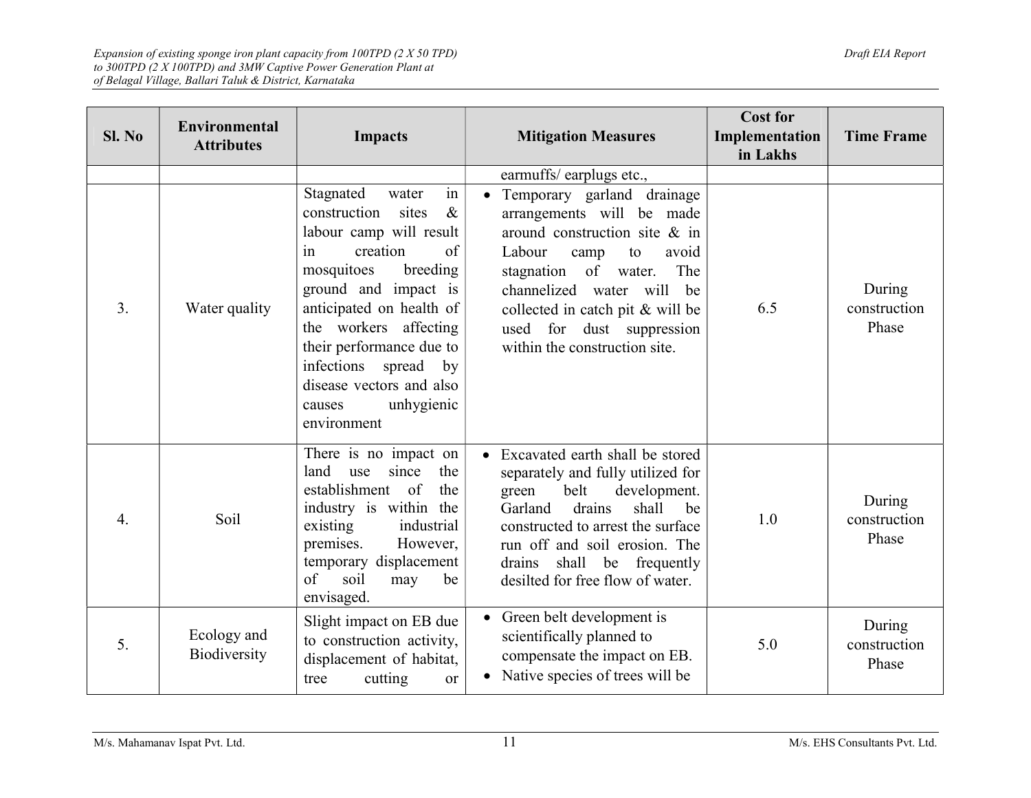| Sl. No | Environmental Attributes | Impacts | Mitigation Measures | Cost for Implementation in Lakhs | Time Frame |
|---|---|---|---|---|---|
| | | | earmuffs/ earplugs etc., | | |
| 3. | Water quality | Stagnated water in construction sites & labour camp will result in creation of mosquitoes breeding ground and impact is anticipated on health of the workers affecting their performance due to infections spread by disease vectors and also causes unhygienic environment | • Temporary garland drainage arrangements will be made around construction site & in Labour camp to avoid stagnation of water. The channelized water will be collected in catch pit & will be used for dust suppression within the construction site. | 6.5 | During construction Phase |
| 4. | Soil | There is no impact on land use since the establishment of the industry is within the existing industrial premises. However, temporary displacement of soil may be envisaged. | • Excavated earth shall be stored separately and fully utilized for green belt development. Garland drains shall be constructed to arrest the surface run off and soil erosion. The drains shall be frequently desilted for free flow of water. | 1.0 | During construction Phase |
| 5. | Ecology and Biodiversity | Slight impact on EB due to construction activity, displacement of habitat, tree cutting or | • Green belt development is scientifically planned to compensate the impact on EB.<br>• Native species of trees will be | 5.0 | During construction Phase |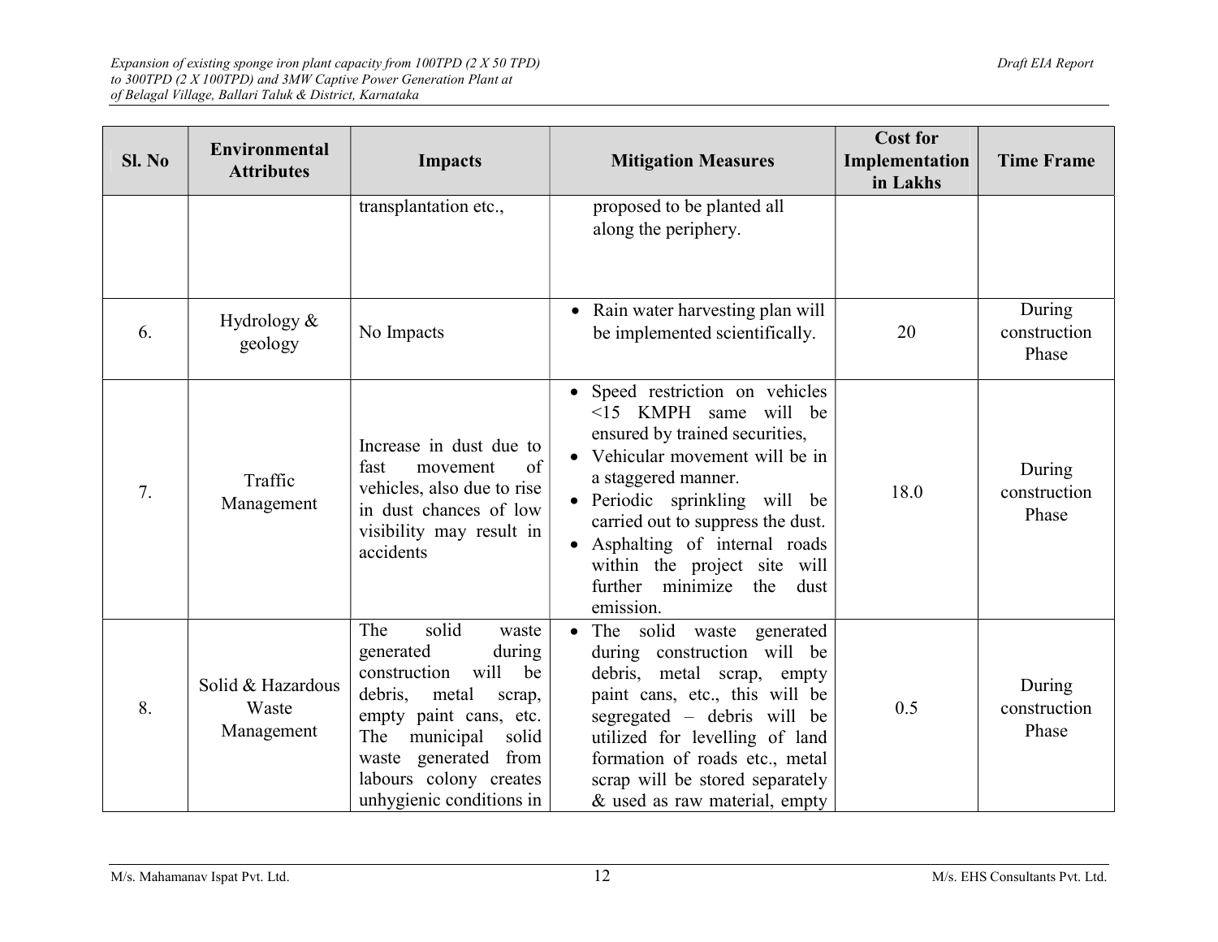| Sl. No | Environmental Attributes | Impacts | Mitigation Measures | Cost for Implementation in Lakhs | Time Frame |
|---|---|---|---|---|---|
| | | transplantation etc., | proposed to be planted all along the periphery. | | |
| 6. | Hydrology & geology | No Impacts | • Rain water harvesting plan will be implemented scientifically. | 20 | During construction Phase |
| 7. | Traffic Management | Increase in dust due to fast movement of vehicles, also due to rise in dust chances of low visibility may result in accidents | • Speed restriction on vehicles <15 KMPH same will be ensured by trained securities, <br> • Vehicular movement will be in a staggered manner. <br> • Periodic sprinkling will be carried out to suppress the dust. <br> • Asphalting of internal roads within the project site will further minimize the dust emission. | 18.0 | During construction Phase |
| 8. | Solid & Hazardous Waste Management | The solid waste generated during construction will be debris, metal scrap, empty paint cans, etc. The municipal solid waste generated from labours colony creates unhygienic conditions in | • The solid waste generated during construction will be debris, metal scrap, empty paint cans, etc., this will be segregated – debris will be utilized for levelling of land formation of roads etc., metal scrap will be stored separately & used as raw material, empty | 0.5 | During construction Phase |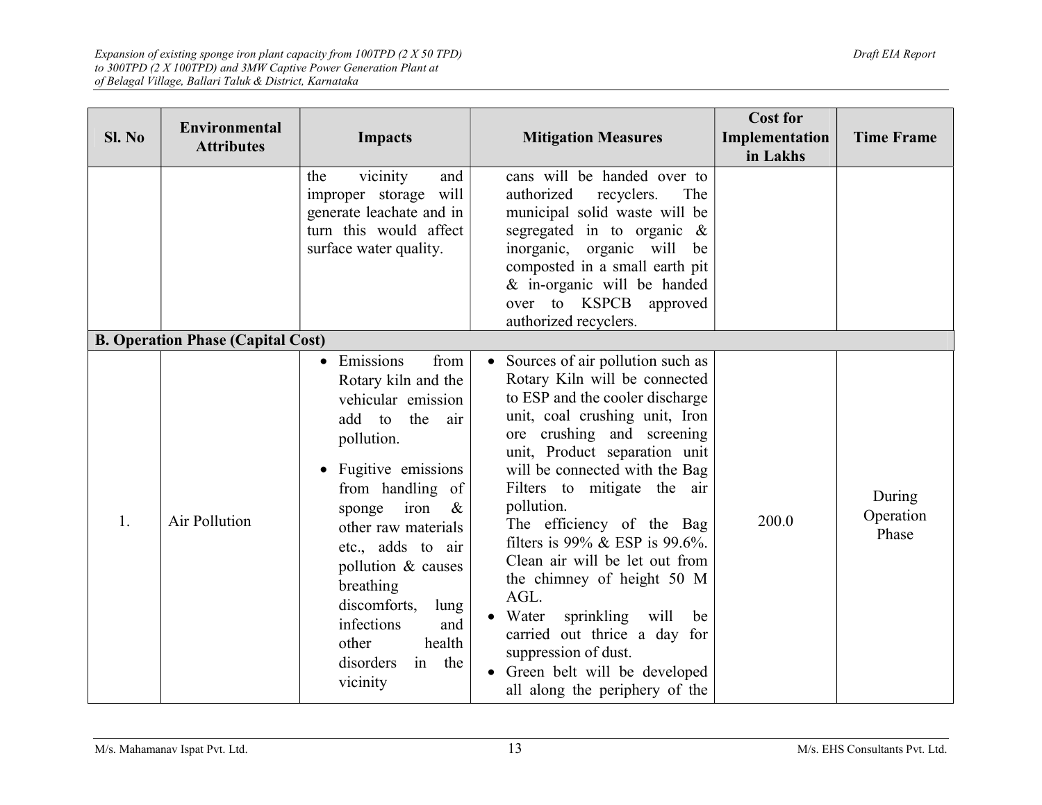| Sl. No | Environmental Attributes | Impacts | Mitigation Measures | Cost for Implementation in Lakhs | Time Frame |
|---|---|---|---|---|---|
| | | the vicinity and improper storage will generate leachate and in turn this would affect surface water quality. | cans will be handed over to authorized recyclers. The municipal solid waste will be segregated in to organic & inorganic, organic will be composted in a small earth pit & in-organic will be handed over to KSPCB approved authorized recyclers. | | |
| **B. Operation Phase (Capital Cost)** | | | | | |
| 1. | Air Pollution | • Emissions from Rotary kiln and the vehicular emission add to the air pollution.<br>• Fugitive emissions from handling of sponge iron & other raw materials etc., adds to air pollution & causes breathing discomforts, lung infections and other health disorders in the vicinity | • Sources of air pollution such as Rotary Kiln will be connected to ESP and the cooler discharge unit, coal crushing unit, Iron ore crushing and screening unit, Product separation unit will be connected with the Bag Filters to mitigate the air pollution. The efficiency of the Bag filters is 99% & ESP is 99.6%. Clean air will be let out from the chimney of height 50 M AGL.<br>• Water sprinkling will be carried out thrice a day for suppression of dust.<br>• Green belt will be developed all along the periphery of the | 200.0 | During Operation Phase |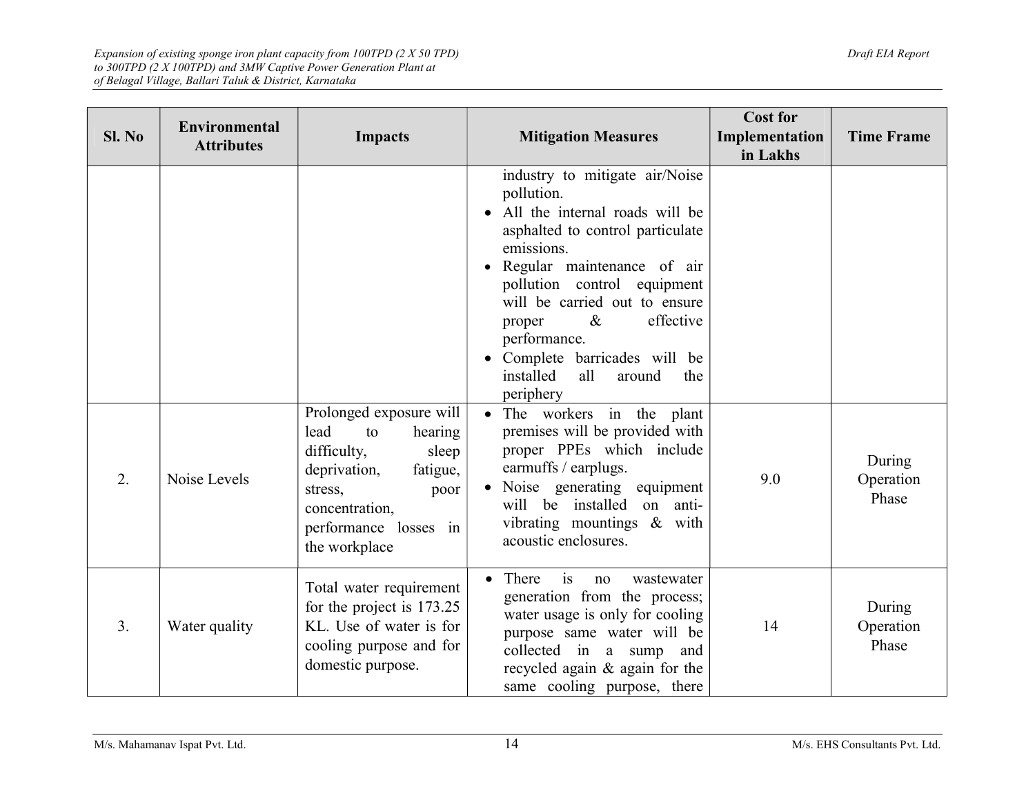| Sl. No | Environmental Attributes | Impacts | Mitigation Measures | Cost for Implementation in Lakhs | Time Frame |
|---|---|---|---|---|---|
| | | | industry to mitigate air/Noise pollution. <br>• All the internal roads will be asphalted to control particulate emissions. <br>• Regular maintenance of air pollution control equipment will be carried out to ensure proper & effective performance. <br>• Complete barricades will be installed all around the periphery | | |
| 2. | Noise Levels | Prolonged exposure will lead to hearing difficulty, sleep deprivation, fatigue, stress, poor concentration, performance losses in the workplace | • The workers in the plant premises will be provided with proper PPEs which include earmuffs / earplugs. <br>• Noise generating equipment will be installed on anti-vibrating mountings & with acoustic enclosures. | 9.0 | During Operation Phase |
| 3. | Water quality | Total water requirement for the project is 173.25 KL. Use of water is for cooling purpose and for domestic purpose. | • There is no wastewater generation from the process; water usage is only for cooling purpose same water will be collected in a sump and recycled again & again for the same cooling purpose, there | 14 | During Operation Phase |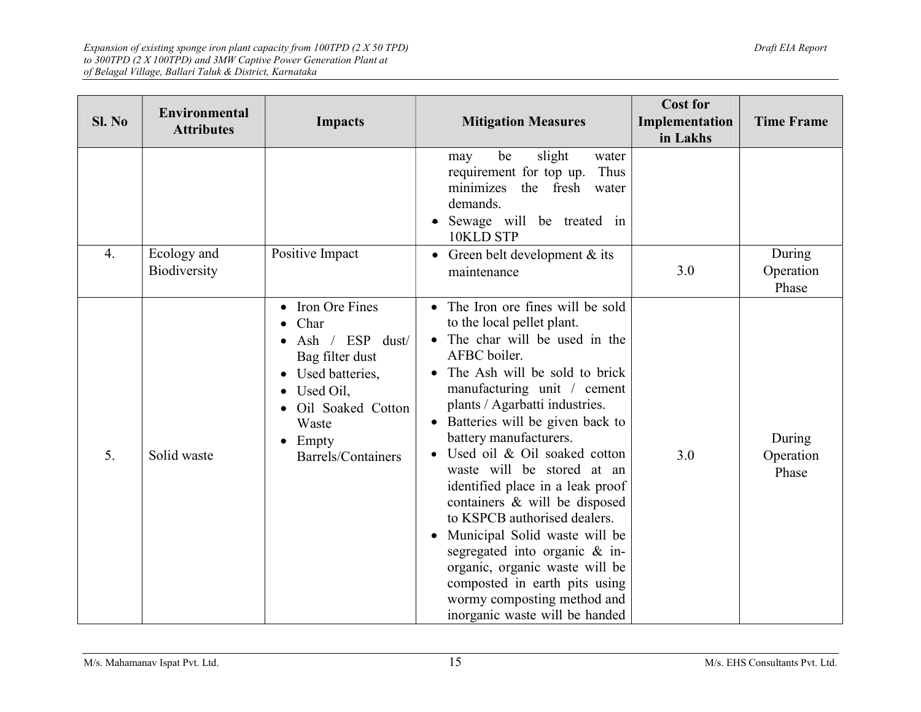| Sl. No | Environmental Attributes | Impacts | Mitigation Measures | Cost for Implementation in Lakhs | Time Frame |
|---|---|---|---|---|---|
| | | | may be slight water requirement for top up. Thus minimizes the fresh water demands.<br>• Sewage will be treated in 10KLD STP | | |
| 4. | Ecology and Biodiversity | Positive Impact | • Green belt development & its maintenance | 3.0 | During Operation Phase |
| 5. | Solid waste | • Iron Ore Fines<br>• Char<br>• Ash / ESP dust/ Bag filter dust<br>• Used batteries,<br>• Used Oil,<br>• Oil Soaked Cotton Waste<br>• Empty Barrels/Containers | • The Iron ore fines will be sold to the local pellet plant.<br>• The char will be used in the AFBC boiler.<br>• The Ash will be sold to brick manufacturing unit / cement plants / Agarbatti industries.<br>• Batteries will be given back to battery manufacturers.<br>• Used oil & Oil soaked cotton waste will be stored at an identified place in a leak proof containers & will be disposed to KSPCB authorised dealers.<br>• Municipal Solid waste will be segregated into organic & in-organic, organic waste will be composted in earth pits using wormy composting method and inorganic waste will be handed | 3.0 | During Operation Phase |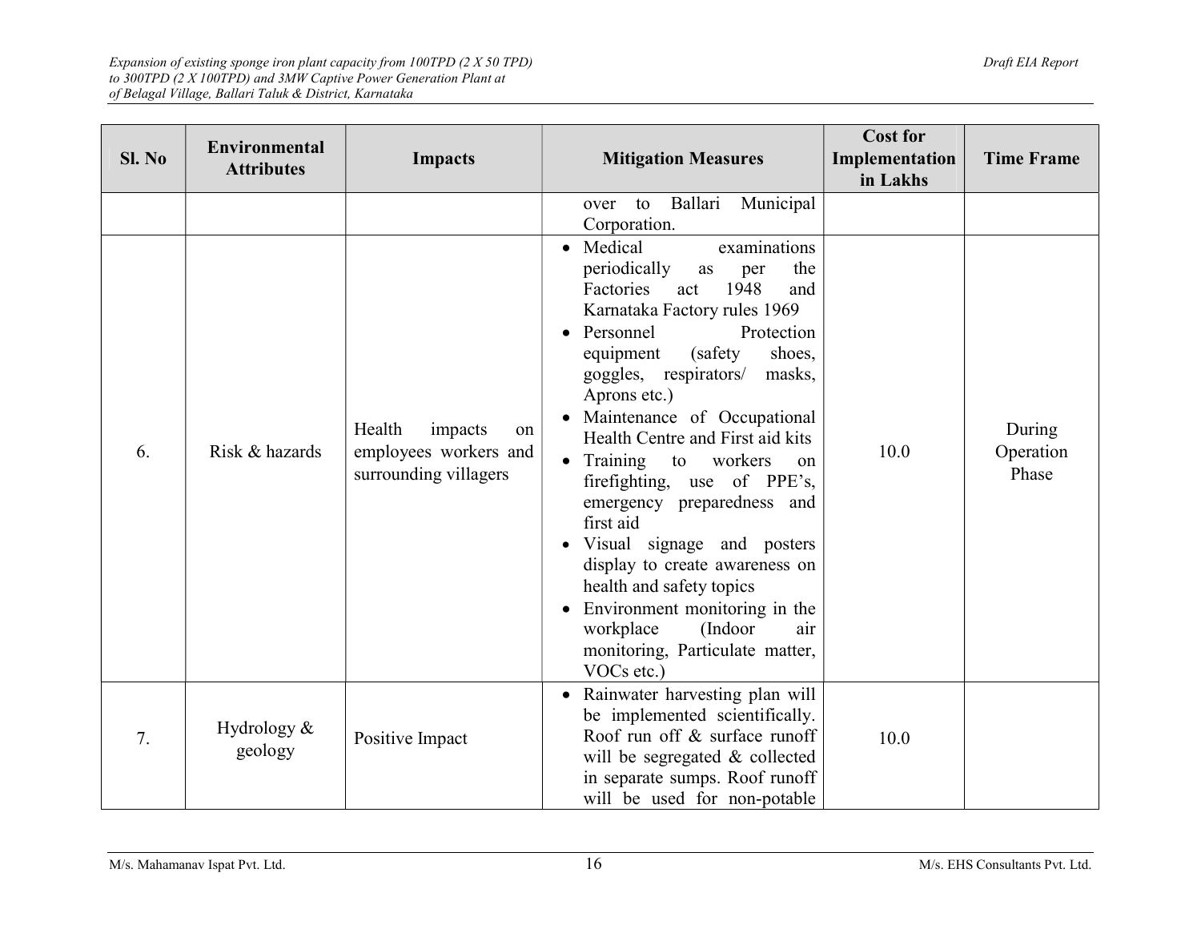| Sl. No | Environmental Attributes | Impacts | Mitigation Measures | Cost for Implementation in Lakhs | Time Frame |
|---|---|---|---|---|---|
| | | | over to Ballari Municipal Corporation. | | |
| 6. | Risk & hazards | Health impacts on employees workers and surrounding villagers | • Medical examinations periodically as per the Factories act 1948 and Karnataka Factory rules 1969<br>• Personnel Protection equipment (safety shoes, goggles, respirators/ masks, Aprons etc.)<br>• Maintenance of Occupational Health Centre and First aid kits<br>• Training to workers on firefighting, use of PPE's, emergency preparedness and first aid<br>• Visual signage and posters display to create awareness on health and safety topics<br>• Environment monitoring in the workplace (Indoor air monitoring, Particulate matter, VOCs etc.) | 10.0 | During Operation Phase |
| 7. | Hydrology & geology | Positive Impact | • Rainwater harvesting plan will be implemented scientifically. Roof run off & surface runoff will be segregated & collected in separate sumps. Roof runoff will be used for non-potable | 10.0 | |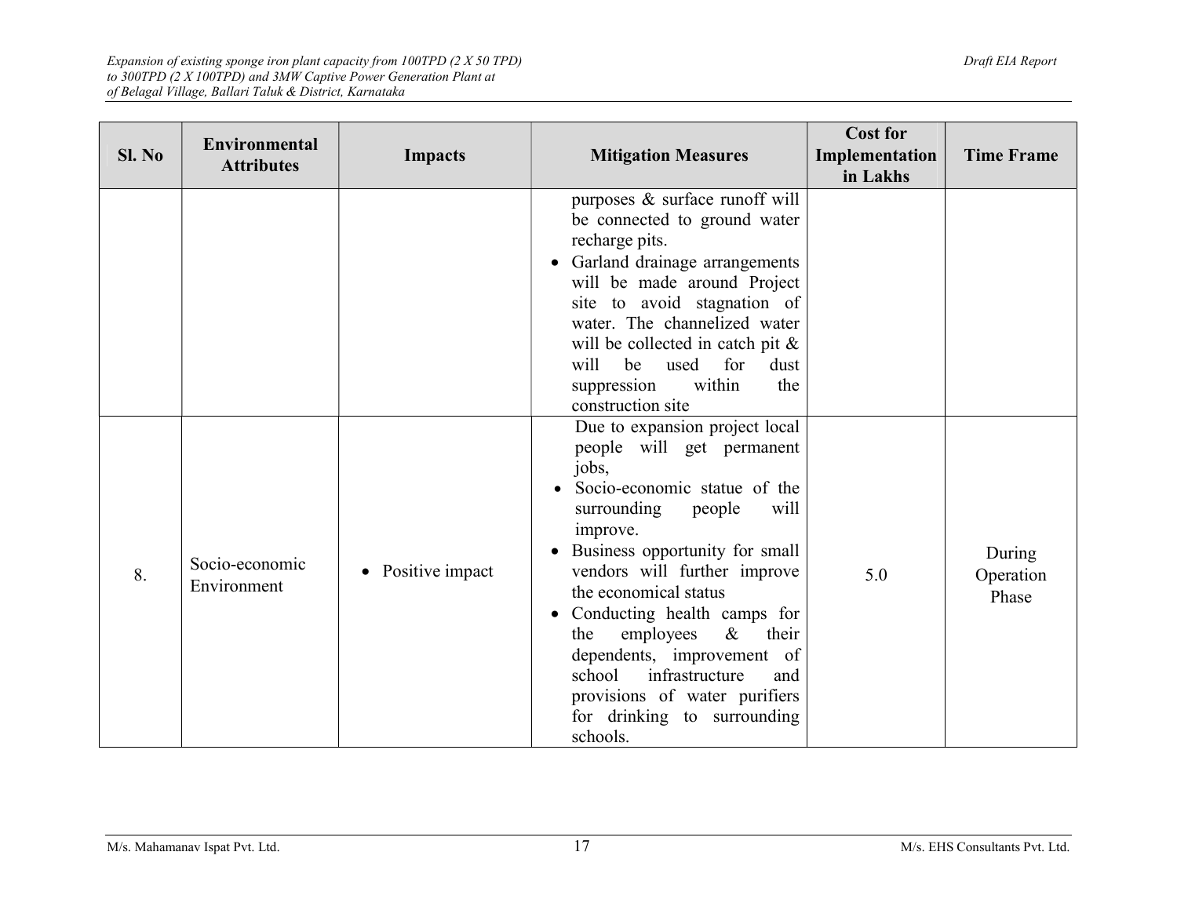| Sl. No | Environmental Attributes | Impacts | Mitigation Measures | Cost for Implementation in Lakhs | Time Frame |
|---|---|---|---|---|---|
| | | | purposes & surface runoff will be connected to ground water recharge pits.<br>• Garland drainage arrangements will be made around Project site to avoid stagnation of water. The channelized water will be collected in catch pit & will be used for dust suppression within the construction site | | |
| 8. | Socio-economic Environment | • Positive impact | Due to expansion project local people will get permanent jobs,<br>• Socio-economic statue of the surrounding people will improve.<br>• Business opportunity for small vendors will further improve the economical status<br>• Conducting health camps for the employees & their dependents, improvement of school infrastructure and provisions of water purifiers for drinking to surrounding schools. | 5.0 | During Operation Phase |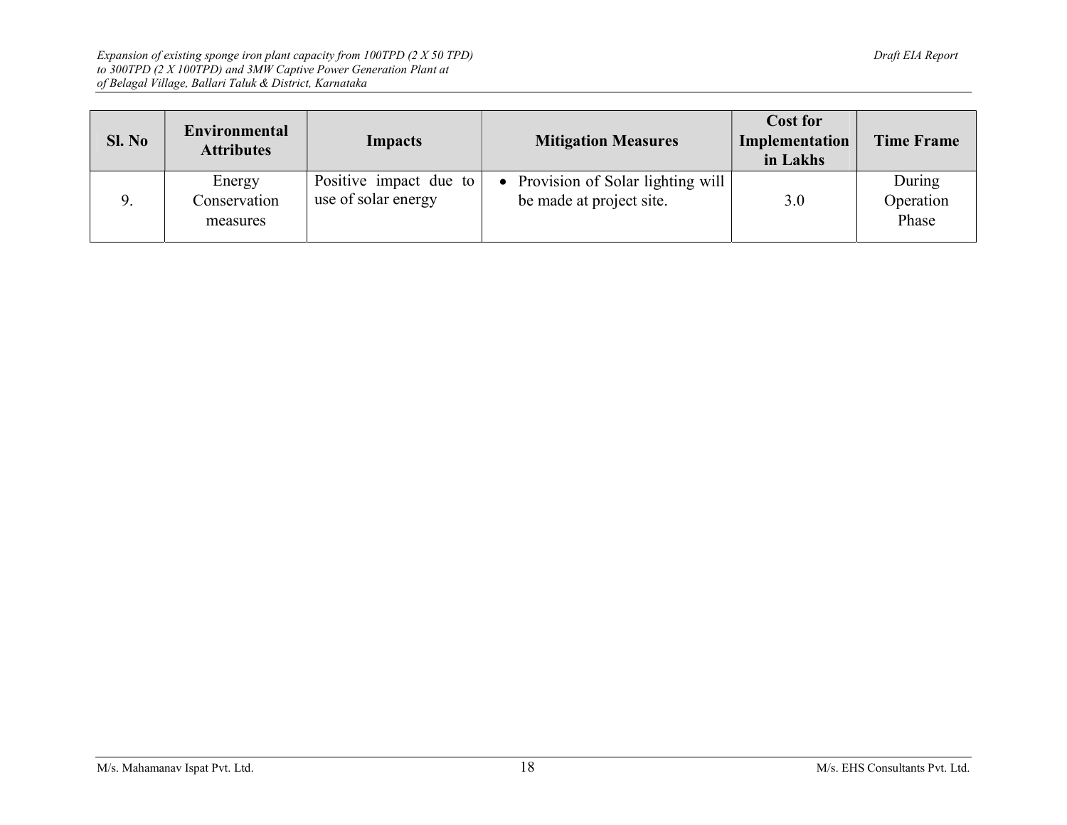| Sl. No | Environmental Attributes | Impacts | Mitigation Measures | Cost for Implementation in Lakhs | Time Frame |
|---|---|---|---|---|---|
| 9. | Energy Conservation measures | Positive impact due to use of solar energy | • Provision of Solar lighting will be made at project site. | 3.0 | During Operation Phase |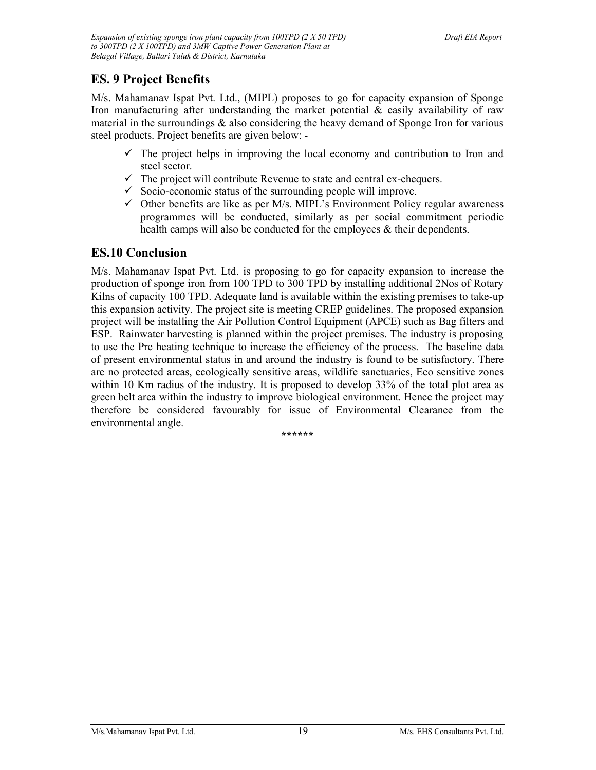## ES. 9 Project Benefits

M/s. Mahamanav Ispat Pvt. Ltd., (MIPL) proposes to go for capacity expansion of Sponge Iron manufacturing after understanding the market potential & easily availability of raw material in the surroundings & also considering the heavy demand of Sponge Iron for various steel products. Project benefits are given below: -

- ✓ The project helps in improving the local economy and contribution to Iron and steel sector.
- ✓ The project will contribute Revenue to state and central ex-chequers.
- ✓ Socio-economic status of the surrounding people will improve.
- ✓ Other benefits are like as per M/s. MIPL's Environment Policy regular awareness programmes will be conducted, similarly as per social commitment periodic health camps will also be conducted for the employees & their dependents.

## ES.10 Conclusion

M/s. Mahamanav Ispat Pvt. Ltd. is proposing to go for capacity expansion to increase the production of sponge iron from 100 TPD to 300 TPD by installing additional 2Nos of Rotary Kilns of capacity 100 TPD. Adequate land is available within the existing premises to take-up this expansion activity. The project site is meeting CREP guidelines. The proposed expansion project will be installing the Air Pollution Control Equipment (APCE) such as Bag filters and ESP. Rainwater harvesting is planned within the project premises. The industry is proposing to use the Pre heating technique to increase the efficiency of the process. The baseline data of present environmental status in and around the industry is found to be satisfactory. There are no protected areas, ecologically sensitive areas, wildlife sanctuaries, Eco sensitive zones within 10 Km radius of the industry. It is proposed to develop 33% of the total plot area as green belt area within the industry to improve biological environment. Hence the project may therefore be considered favourably for issue of Environmental Clearance from the environmental angle.

******